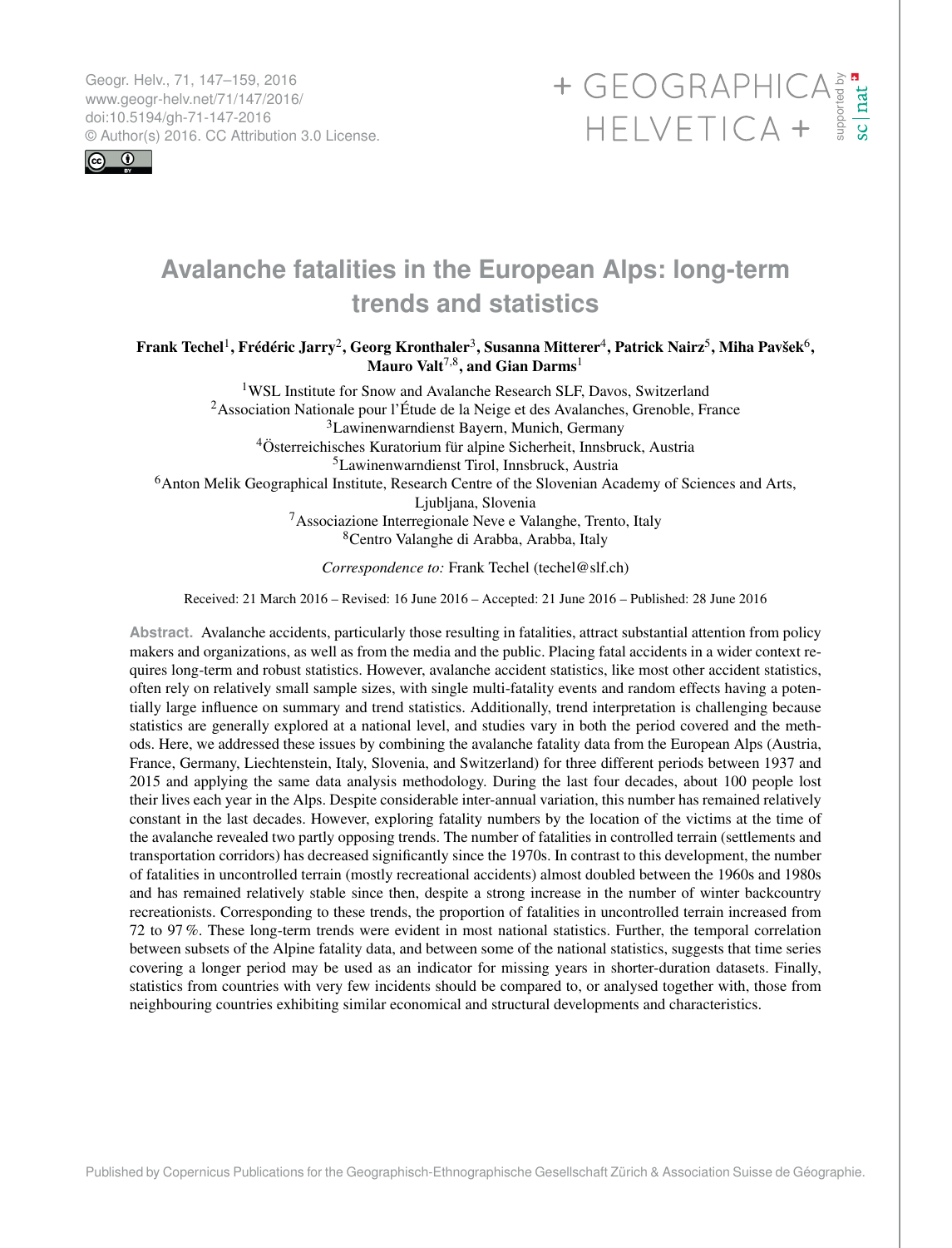# Avalanche fatalities in the European Alps: long-term trends and statistics

**Frank Techel[1], Frédéric Jarry[2], Georg Kronthaler[3], Susanna Mitterer[4], Patrick Nairz[5], Miha Pavšek[6], Mauro Valt[7,8], and Gian Darms[1]**

[1]WSL Institute for Snow and Avalanche Research SLF, Davos, Switzerland
[2]Association Nationale pour l'Étude de la Neige et des Avalanches, Grenoble, France
[3]Lawinenwarndienst Bayern, Munich, Germany
[4]Österreichisches Kuratorium für alpine Sicherheit, Innsbruck, Austria
[5]Lawinenwarndienst Tirol, Innsbruck, Austria
[6]Anton Melik Geographical Institute, Research Centre of the Slovenian Academy of Sciences and Arts, Ljubljana, Slovenia
[7]Associazione Interregionale Neve e Valanghe, Trento, Italy
[8]Centro Valanghe di Arabba, Arabba, Italy

*Correspondence to:* Frank Techel (techel@slf.ch)

Received: 21 March 2016 – Revised: 16 June 2016 – Accepted: 21 June 2016 – Published: 28 June 2016

**Abstract.** Avalanche accidents, particularly those resulting in fatalities, attract substantial attention from policy makers and organizations, as well as from the media and the public. Placing fatal accidents in a wider context requires long-term and robust statistics. However, avalanche accident statistics, like most other accident statistics, often rely on relatively small sample sizes, with single multi-fatality events and random effects having a potentially large influence on summary and trend statistics. Additionally, trend interpretation is challenging because statistics are generally explored at a national level, and studies vary in both the period covered and the methods. Here, we addressed these issues by combining the avalanche fatality data from the European Alps (Austria, France, Germany, Liechtenstein, Italy, Slovenia, and Switzerland) for three different periods between 1937 and 2015 and applying the same data analysis methodology. During the last four decades, about 100 people lost their lives each year in the Alps. Despite considerable inter-annual variation, this number has remained relatively constant in the last decades. However, exploring fatality numbers by the location of the victims at the time of the avalanche revealed two partly opposing trends. The number of fatalities in controlled terrain (settlements and transportation corridors) has decreased significantly since the 1970s. In contrast to this development, the number of fatalities in uncontrolled terrain (mostly recreational accidents) almost doubled between the 1960s and 1980s and has remained relatively stable since then, despite a strong increase in the number of winter backcountry recreationists. Corresponding to these trends, the proportion of fatalities in uncontrolled terrain increased from 72 to 97 %. These long-term trends were evident in most national statistics. Further, the temporal correlation between subsets of the Alpine fatality data, and between some of the national statistics, suggests that time series covering a longer period may be used as an indicator for missing years in shorter-duration datasets. Finally, statistics from countries with very few incidents should be compared to, or analysed together with, those from neighbouring countries exhibiting similar economical and structural developments and characteristics.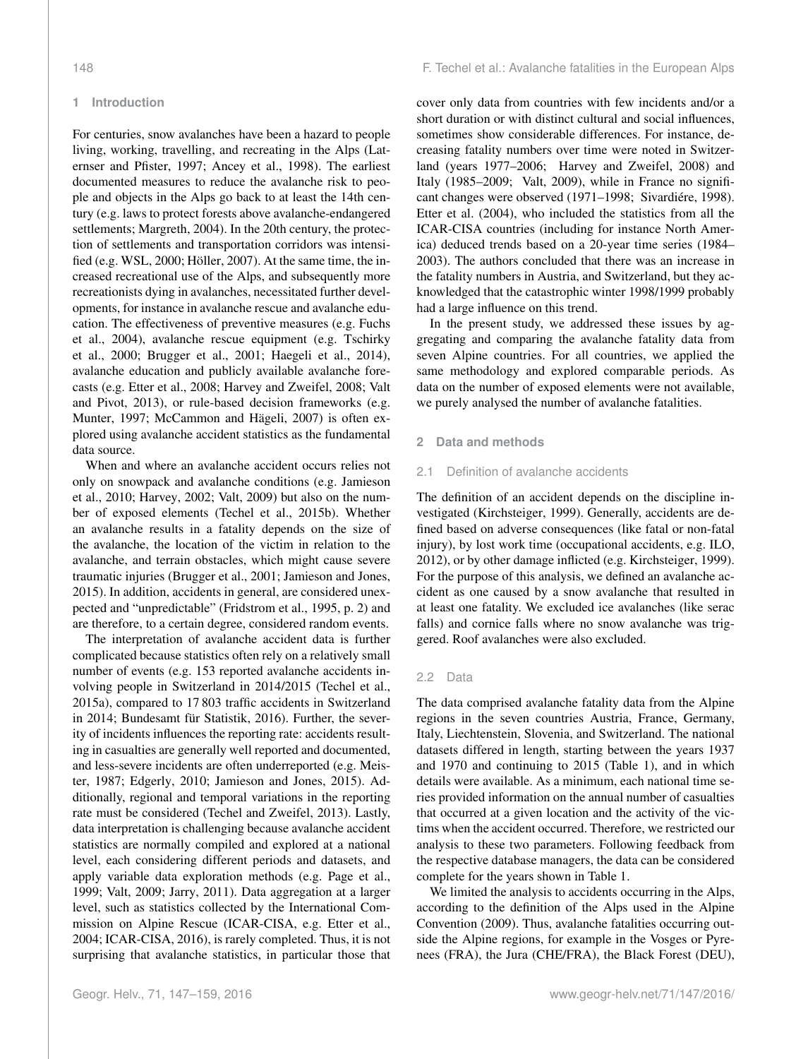## 1 Introduction

For centuries, snow avalanches have been a hazard to people living, working, travelling, and recreating in the Alps (Laternser and Pfister, 1997; Ancey et al., 1998). The earliest documented measures to reduce the avalanche risk to people and objects in the Alps go back to at least the 14th century (e.g. laws to protect forests above avalanche-endangered settlements; Margreth, 2004). In the 20th century, the protection of settlements and transportation corridors was intensified (e.g. WSL, 2000; Höller, 2007). At the same time, the increased recreational use of the Alps, and subsequently more recreationists dying in avalanches, necessitated further developments, for instance in avalanche rescue and avalanche education. The effectiveness of preventive measures (e.g. Fuchs et al., 2004), avalanche rescue equipment (e.g. Tschirky et al., 2000; Brugger et al., 2001; Haegeli et al., 2014), avalanche education and publicly available avalanche forecasts (e.g. Etter et al., 2008; Harvey and Zweifel, 2008; Valt and Pivot, 2013), or rule-based decision frameworks (e.g. Munter, 1997; McCammon and Hägeli, 2007) is often explored using avalanche accident statistics as the fundamental data source.

When and where an avalanche accident occurs relies not only on snowpack and avalanche conditions (e.g. Jamieson et al., 2010; Harvey, 2002; Valt, 2009) but also on the number of exposed elements (Techel et al., 2015b). Whether an avalanche results in a fatality depends on the size of the avalanche, the location of the victim in relation to the avalanche, and terrain obstacles, which might cause severe traumatic injuries (Brugger et al., 2001; Jamieson and Jones, 2015). In addition, accidents in general, are considered unexpected and "unpredictable" (Fridstrom et al., 1995, p. 2) and are therefore, to a certain degree, considered random events.

The interpretation of avalanche accident data is further complicated because statistics often rely on a relatively small number of events (e.g. 153 reported avalanche accidents involving people in Switzerland in 2014/2015 (Techel et al., 2015a), compared to 17 803 traffic accidents in Switzerland in 2014; Bundesamt für Statistik, 2016). Further, the severity of incidents influences the reporting rate: accidents resulting in casualties are generally well reported and documented, and less-severe incidents are often underreported (e.g. Meister, 1987; Edgerly, 2010; Jamieson and Jones, 2015). Additionally, regional and temporal variations in the reporting rate must be considered (Techel and Zweifel, 2013). Lastly, data interpretation is challenging because avalanche accident statistics are normally compiled and explored at a national level, each considering different periods and datasets, and apply variable data exploration methods (e.g. Page et al., 1999; Valt, 2009; Jarry, 2011). Data aggregation at a larger level, such as statistics collected by the International Commission on Alpine Rescue (ICAR-CISA, e.g. Etter et al., 2004; ICAR-CISA, 2016), is rarely completed. Thus, it is not surprising that avalanche statistics, in particular those that cover only data from countries with few incidents and/or a short duration or with distinct cultural and social influences, sometimes show considerable differences. For instance, decreasing fatality numbers over time were noted in Switzerland (years 1977–2006; Harvey and Zweifel, 2008) and Italy (1985–2009; Valt, 2009), while in France no significant changes were observed (1971–1998; Sivardiére, 1998). Etter et al. (2004), who included the statistics from all the ICAR-CISA countries (including for instance North America) deduced trends based on a 20-year time series (1984–2003). The authors concluded that there was an increase in the fatality numbers in Austria, and Switzerland, but they acknowledged that the catastrophic winter 1998/1999 probably had a large influence on this trend.

In the present study, we addressed these issues by aggregating and comparing the avalanche fatality data from seven Alpine countries. For all countries, we applied the same methodology and explored comparable periods. As data on the number of exposed elements were not available, we purely analysed the number of avalanche fatalities.

## 2 Data and methods

### 2.1 Definition of avalanche accidents

The definition of an accident depends on the discipline investigated (Kirchsteiger, 1999). Generally, accidents are defined based on adverse consequences (like fatal or non-fatal injury), by lost work time (occupational accidents, e.g. ILO, 2012), or by other damage inflicted (e.g. Kirchsteiger, 1999). For the purpose of this analysis, we defined an avalanche accident as one caused by a snow avalanche that resulted in at least one fatality. We excluded ice avalanches (like serac falls) and cornice falls where no snow avalanche was triggered. Roof avalanches were also excluded.

### 2.2 Data

The data comprised avalanche fatality data from the Alpine regions in the seven countries Austria, France, Germany, Italy, Liechtenstein, Slovenia, and Switzerland. The national datasets differed in length, starting between the years 1937 and 1970 and continuing to 2015 (Table 1), and in which details were available. As a minimum, each national time series provided information on the annual number of casualties that occurred at a given location and the activity of the victims when the accident occurred. Therefore, we restricted our analysis to these two parameters. Following feedback from the respective database managers, the data can be considered complete for the years shown in Table 1.

We limited the analysis to accidents occurring in the Alps, according to the definition of the Alps used in the Alpine Convention (2009). Thus, avalanche fatalities occurring outside the Alpine regions, for example in the Vosges or Pyrenees (FRA), the Jura (CHE/FRA), the Black Forest (DEU),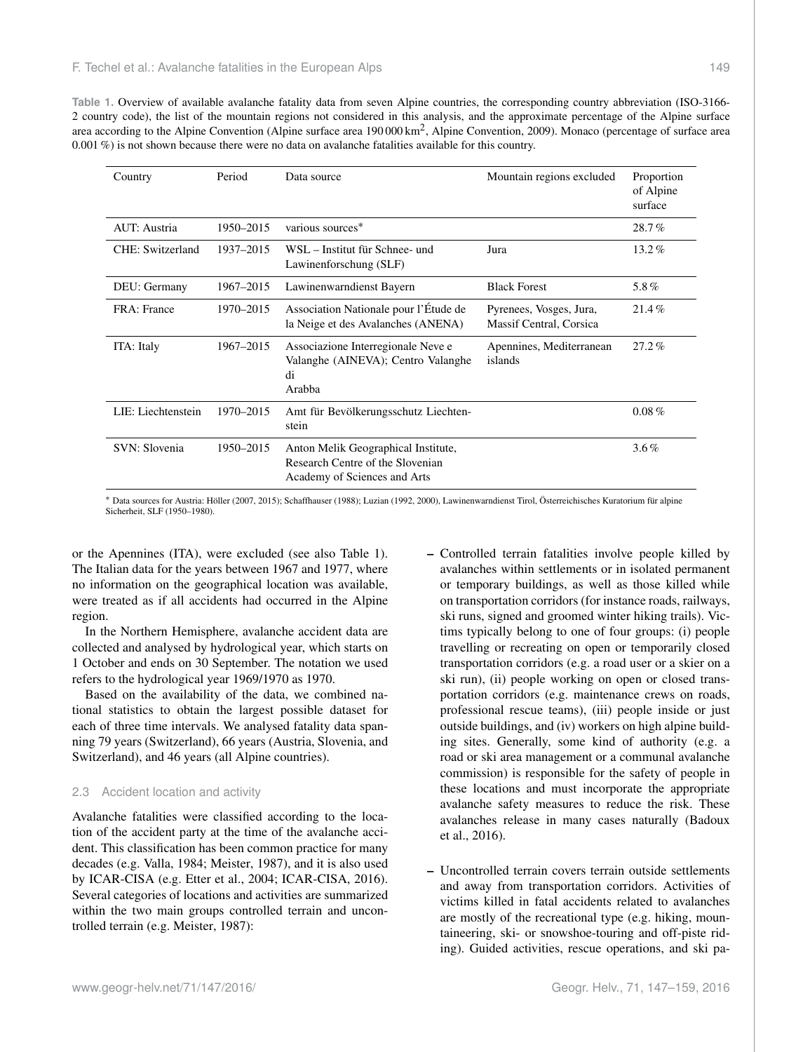**Table 1.** Overview of available avalanche fatality data from seven Alpine countries, the corresponding country abbreviation (ISO-3166-2 country code), the list of the mountain regions not considered in this analysis, and the approximate percentage of the Alpine surface area according to the Alpine Convention (Alpine surface area 190 000 km$^2$, Alpine Convention, 2009). Monaco (percentage of surface area 0.001 %) is not shown because there were no data on avalanche fatalities available for this country.

| Country | Period | Data source | Mountain regions excluded | Proportion of Alpine surface |
|---|---|---|---|---|
| AUT: Austria | 1950–2015 | various sources* | | 28.7 % |
| CHE: Switzerland | 1937–2015 | WSL – Institut für Schnee- und Lawinenforschung (SLF) | Jura | 13.2 % |
| DEU: Germany | 1967–2015 | Lawinenwarndienst Bayern | Black Forest | 5.8 % |
| FRA: France | 1970–2015 | Association Nationale pour l'Étude de la Neige et des Avalanches (ANENA) | Pyrenees, Vosges, Jura, Massif Central, Corsica | 21.4 % |
| ITA: Italy | 1967–2015 | Associazione Interregionale Neve e Valanghe (AINEVA); Centro Valanghe di Arabba | Apennines, Mediterranean islands | 27.2 % |
| LIE: Liechtenstein | 1970–2015 | Amt für Bevölkerungsschutz Liechtenstein | | 0.08 % |
| SVN: Slovenia | 1950–2015 | Anton Melik Geographical Institute, Research Centre of the Slovenian Academy of Sciences and Arts | | 3.6 % |

* Data sources for Austria: Höller (2007, 2015); Schaffhauser (1988); Luzian (1992, 2000), Lawinenwarndienst Tirol, Österreichisches Kuratorium für alpine Sicherheit, SLF (1950–1980).

or the Apennines (ITA), were excluded (see also Table 1). The Italian data for the years between 1967 and 1977, where no information on the geographical location was available, were treated as if all accidents had occurred in the Alpine region.

In the Northern Hemisphere, avalanche accident data are collected and analysed by hydrological year, which starts on 1 October and ends on 30 September. The notation we used refers to the hydrological year 1969/1970 as 1970.

Based on the availability of the data, we combined national statistics to obtain the largest possible dataset for each of three time intervals. We analysed fatality data spanning 79 years (Switzerland), 66 years (Austria, Slovenia, and Switzerland), and 46 years (all Alpine countries).

### 2.3 Accident location and activity

Avalanche fatalities were classified according to the location of the accident party at the time of the avalanche accident. This classification has been common practice for many decades (e.g. Valla, 1984; Meister, 1987), and it is also used by ICAR-CISA (e.g. Etter et al., 2004; ICAR-CISA, 2016). Several categories of locations and activities are summarized within the two main groups controlled terrain and uncontrolled terrain (e.g. Meister, 1987):

- Controlled terrain fatalities involve people killed by avalanches within settlements or in isolated permanent or temporary buildings, as well as those killed while on transportation corridors (for instance roads, railways, ski runs, signed and groomed winter hiking trails). Victims typically belong to one of four groups: (i) people travelling or recreating on open or temporarily closed transportation corridors (e.g. a road user or a skier on a ski run), (ii) people working on open or closed transportation corridors (e.g. maintenance crews on roads, professional rescue teams), (iii) people inside or just outside buildings, and (iv) workers on high alpine building sites. Generally, some kind of authority (e.g. a road or ski area management or a communal avalanche commission) is responsible for the safety of people in these locations and must incorporate the appropriate avalanche safety measures to reduce the risk. These avalanches release in many cases naturally (Badoux et al., 2016).

- Uncontrolled terrain covers terrain outside settlements and away from transportation corridors. Activities of victims killed in fatal accidents related to avalanches are mostly of the recreational type (e.g. hiking, mountaineering, ski- or snowshoe-touring and off-piste riding). Guided activities, rescue operations, and ski pa-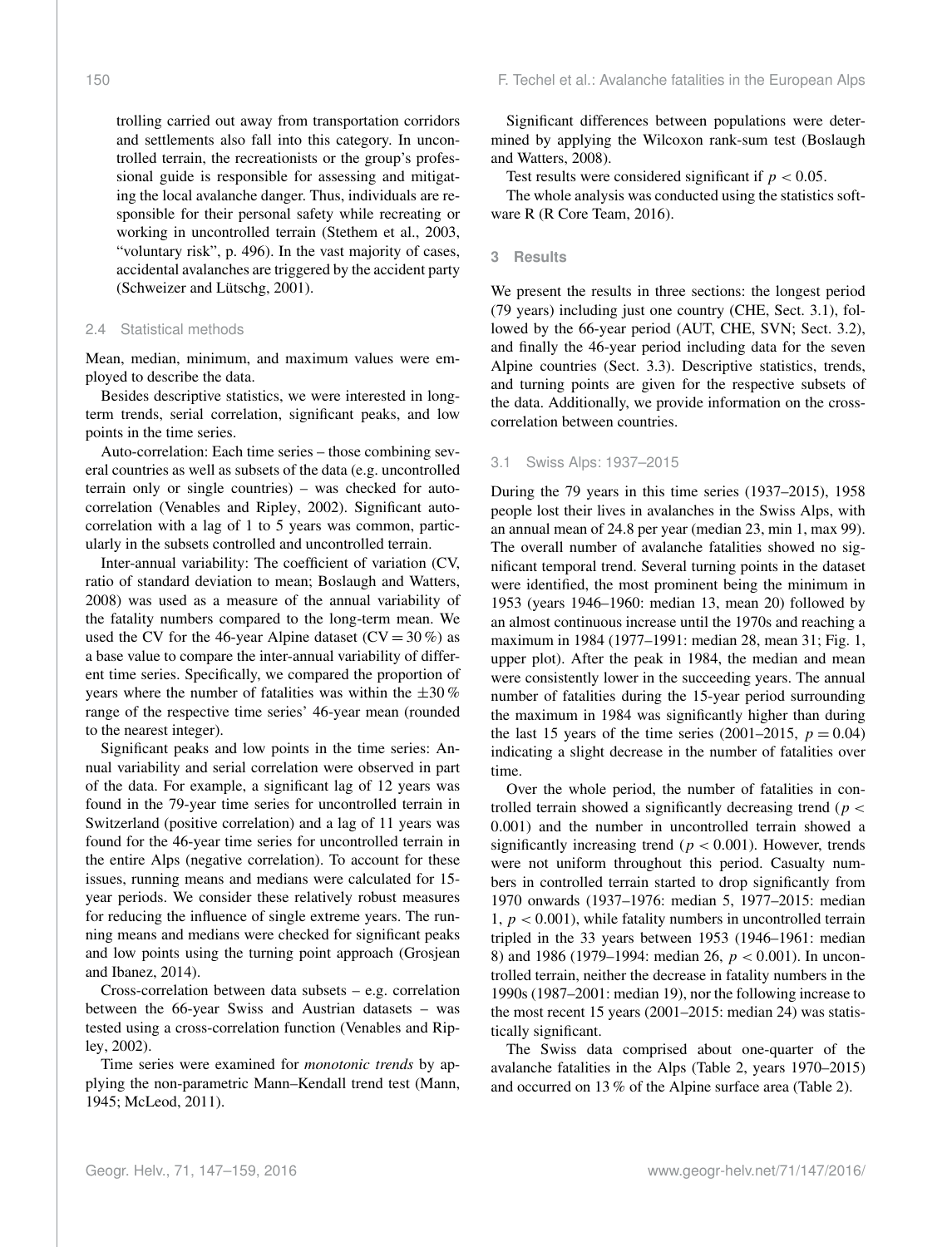trolling carried out away from transportation corridors and settlements also fall into this category. In uncontrolled terrain, the recreationists or the group's professional guide is responsible for assessing and mitigating the local avalanche danger. Thus, individuals are responsible for their personal safety while recreating or working in uncontrolled terrain (Stethem et al., 2003, "voluntary risk", p. 496). In the vast majority of cases, accidental avalanches are triggered by the accident party (Schweizer and Lütschg, 2001).

### 2.4 Statistical methods

Mean, median, minimum, and maximum values were employed to describe the data.

Besides descriptive statistics, we were interested in long-term trends, serial correlation, significant peaks, and low points in the time series.

Auto-correlation: Each time series – those combining several countries as well as subsets of the data (e.g. uncontrolled terrain only or single countries) – was checked for auto-correlation (Venables and Ripley, 2002). Significant auto-correlation with a lag of 1 to 5 years was common, particularly in the subsets controlled and uncontrolled terrain.

Inter-annual variability: The coefficient of variation (CV, ratio of standard deviation to mean; Boslaugh and Watters, 2008) was used as a measure of the annual variability of the fatality numbers compared to the long-term mean. We used the CV for the 46-year Alpine dataset (CV = 30 %) as a base value to compare the inter-annual variability of different time series. Specifically, we compared the proportion of years where the number of fatalities was within the $\pm 30\,\%$ range of the respective time series' 46-year mean (rounded to the nearest integer).

Significant peaks and low points in the time series: Annual variability and serial correlation were observed in part of the data. For example, a significant lag of 12 years was found in the 79-year time series for uncontrolled terrain in Switzerland (positive correlation) and a lag of 11 years was found for the 46-year time series for uncontrolled terrain in the entire Alps (negative correlation). To account for these issues, running means and medians were calculated for 15-year periods. We consider these relatively robust measures for reducing the influence of single extreme years. The running means and medians were checked for significant peaks and low points using the turning point approach (Grosjean and Ibanez, 2014).

Cross-correlation between data subsets – e.g. correlation between the 66-year Swiss and Austrian datasets – was tested using a cross-correlation function (Venables and Ripley, 2002).

Time series were examined for *monotonic trends* by applying the non-parametric Mann–Kendall trend test (Mann, 1945; McLeod, 2011).

Significant differences between populations were determined by applying the Wilcoxon rank-sum test (Boslaugh and Watters, 2008).

Test results were considered significant if $p < 0.05$.

The whole analysis was conducted using the statistics software R (R Core Team, 2016).

## 3 Results

We present the results in three sections: the longest period (79 years) including just one country (CHE, Sect. 3.1), followed by the 66-year period (AUT, CHE, SVN; Sect. 3.2), and finally the 46-year period including data for the seven Alpine countries (Sect. 3.3). Descriptive statistics, trends, and turning points are given for the respective subsets of the data. Additionally, we provide information on the cross-correlation between countries.

### 3.1 Swiss Alps: 1937–2015

During the 79 years in this time series (1937–2015), 1958 people lost their lives in avalanches in the Swiss Alps, with an annual mean of 24.8 per year (median 23, min 1, max 99). The overall number of avalanche fatalities showed no significant temporal trend. Several turning points in the dataset were identified, the most prominent being the minimum in 1953 (years 1946–1960: median 13, mean 20) followed by an almost continuous increase until the 1970s and reaching a maximum in 1984 (1977–1991: median 28, mean 31; Fig. 1, upper plot). After the peak in 1984, the median and mean were consistently lower in the succeeding years. The annual number of fatalities during the 15-year period surrounding the maximum in 1984 was significantly higher than during the last 15 years of the time series (2001–2015, $p = 0.04$) indicating a slight decrease in the number of fatalities over time.

Over the whole period, the number of fatalities in controlled terrain showed a significantly decreasing trend ($p < 0.001$) and the number in uncontrolled terrain showed a significantly increasing trend ($p < 0.001$). However, trends were not uniform throughout this period. Casualty numbers in controlled terrain started to drop significantly from 1970 onwards (1937–1976: median 5, 1977–2015: median 1, $p < 0.001$), while fatality numbers in uncontrolled terrain tripled in the 33 years between 1953 (1946–1961: median 8) and 1986 (1979–1994: median 26, $p < 0.001$). In uncontrolled terrain, neither the decrease in fatality numbers in the 1990s (1987–2001: median 19), nor the following increase to the most recent 15 years (2001–2015: median 24) was statistically significant.

The Swiss data comprised about one-quarter of the avalanche fatalities in the Alps (Table 2, years 1970–2015) and occurred on 13 % of the Alpine surface area (Table 2).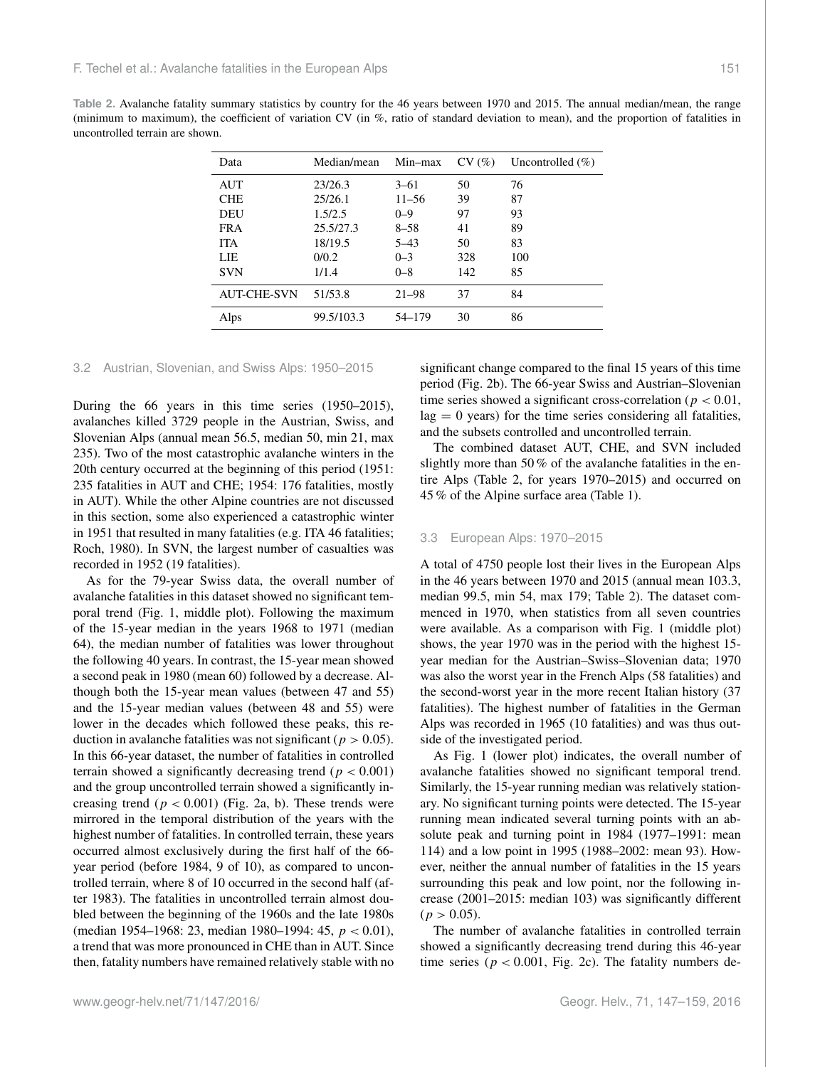**Table 2.** Avalanche fatality summary statistics by country for the 46 years between 1970 and 2015. The annual median/mean, the range (minimum to maximum), the coefficient of variation CV (in %, ratio of standard deviation to mean), and the proportion of fatalities in uncontrolled terrain are shown.

| Data | Median/mean | Min–max | CV (%) | Uncontrolled (%) |
|---|---|---|---|---|
| AUT | 23/26.3 | 3–61 | 50 | 76 |
| CHE | 25/26.1 | 11–56 | 39 | 87 |
| DEU | 1.5/2.5 | 0–9 | 97 | 93 |
| FRA | 25.5/27.3 | 8–58 | 41 | 89 |
| ITA | 18/19.5 | 5–43 | 50 | 83 |
| LIE | 0/0.2 | 0–3 | 328 | 100 |
| SVN | 1/1.4 | 0–8 | 142 | 85 |
| AUT-CHE-SVN | 51/53.8 | 21–98 | 37 | 84 |
| Alps | 99.5/103.3 | 54–179 | 30 | 86 |

### 3.2 Austrian, Slovenian, and Swiss Alps: 1950–2015

During the 66 years in this time series (1950–2015), avalanches killed 3729 people in the Austrian, Swiss, and Slovenian Alps (annual mean 56.5, median 50, min 21, max 235). Two of the most catastrophic avalanche winters in the 20th century occurred at the beginning of this period (1951: 235 fatalities in AUT and CHE; 1954: 176 fatalities, mostly in AUT). While the other Alpine countries are not discussed in this section, some also experienced a catastrophic winter in 1951 that resulted in many fatalities (e.g. ITA 46 fatalities; Roch, 1980). In SVN, the largest number of casualties was recorded in 1952 (19 fatalities).

As for the 79-year Swiss data, the overall number of avalanche fatalities in this dataset showed no significant temporal trend (Fig. 1, middle plot). Following the maximum of the 15-year median in the years 1968 to 1971 (median 64), the median number of fatalities was lower throughout the following 40 years. In contrast, the 15-year mean showed a second peak in 1980 (mean 60) followed by a decrease. Although both the 15-year mean values (between 47 and 55) and the 15-year median values (between 48 and 55) were lower in the decades which followed these peaks, this reduction in avalanche fatalities was not significant ($p > 0.05$). In this 66-year dataset, the number of fatalities in controlled terrain showed a significantly decreasing trend ($p < 0.001$) and the group uncontrolled terrain showed a significantly increasing trend ($p < 0.001$) (Fig. 2a, b). These trends were mirrored in the temporal distribution of the years with the highest number of fatalities. In controlled terrain, these years occurred almost exclusively during the first half of the 66-year period (before 1984, 9 of 10), as compared to uncontrolled terrain, where 8 of 10 occurred in the second half (after 1983). The fatalities in uncontrolled terrain almost doubled between the beginning of the 1960s and the late 1980s (median 1954–1968: 23, median 1980–1994: 45, $p < 0.01$), a trend that was more pronounced in CHE than in AUT. Since then, fatality numbers have remained relatively stable with no significant change compared to the final 15 years of this time period (Fig. 2b). The 66-year Swiss and Austrian–Slovenian time series showed a significant cross-correlation ($p < 0.01$, lag $= 0$ years) for the time series considering all fatalities, and the subsets controlled and uncontrolled terrain.

The combined dataset AUT, CHE, and SVN included slightly more than 50 % of the avalanche fatalities in the entire Alps (Table 2, for years 1970–2015) and occurred on 45 % of the Alpine surface area (Table 1).

### 3.3 European Alps: 1970–2015

A total of 4750 people lost their lives in the European Alps in the 46 years between 1970 and 2015 (annual mean 103.3, median 99.5, min 54, max 179; Table 2). The dataset commenced in 1970, when statistics from all seven countries were available. As a comparison with Fig. 1 (middle plot) shows, the year 1970 was in the period with the highest 15-year median for the Austrian–Swiss–Slovenian data; 1970 was also the worst year in the French Alps (58 fatalities) and the second-worst year in the more recent Italian history (37 fatalities). The highest number of fatalities in the German Alps was recorded in 1965 (10 fatalities) and was thus outside of the investigated period.

As Fig. 1 (lower plot) indicates, the overall number of avalanche fatalities showed no significant temporal trend. Similarly, the 15-year running median was relatively stationary. No significant turning points were detected. The 15-year running mean indicated several turning points with an absolute peak and turning point in 1984 (1977–1991: mean 114) and a low point in 1995 (1988–2002: mean 93). However, neither the annual number of fatalities in the 15 years surrounding this peak and low point, nor the following increase (2001–2015: median 103) was significantly different ($p > 0.05$).

The number of avalanche fatalities in controlled terrain showed a significantly decreasing trend during this 46-year time series ($p < 0.001$, Fig. 2c). The fatality numbers de-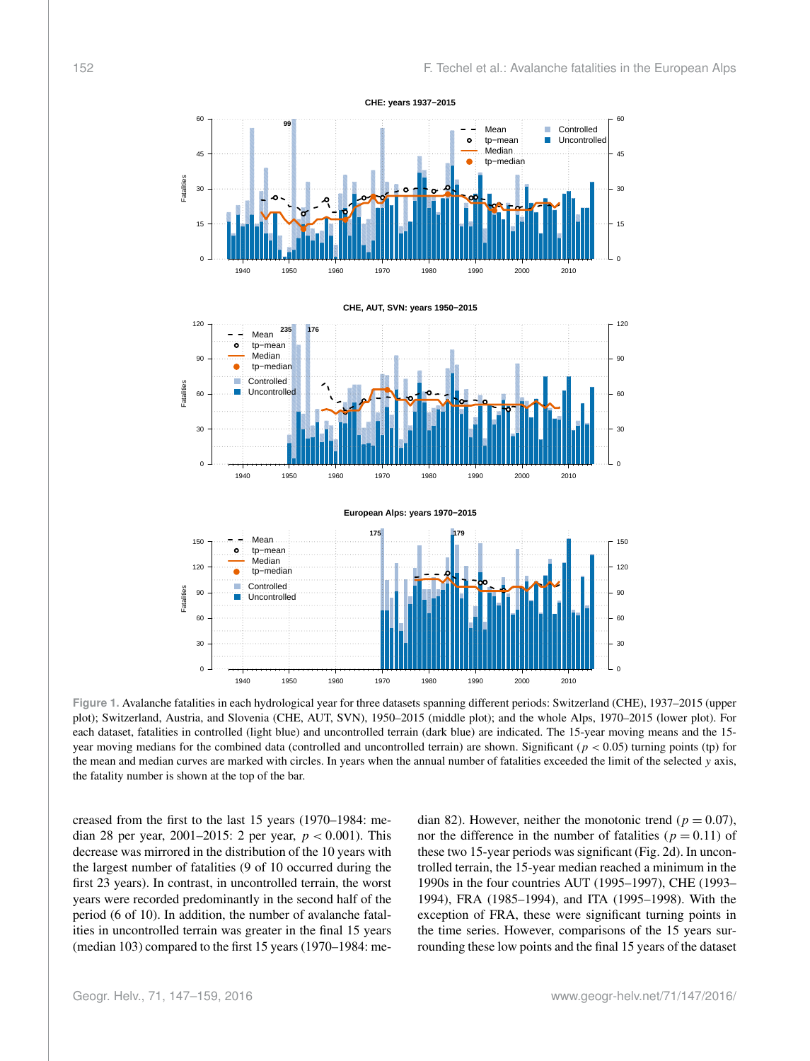**Figure 1.** Avalanche fatalities in each hydrological year for three datasets spanning different periods: Switzerland (CHE), 1937–2015 (upper plot); Switzerland, Austria, and Slovenia (CHE, AUT, SVN), 1950–2015 (middle plot); and the whole Alps, 1970–2015 (lower plot). For each dataset, fatalities in controlled (light blue) and uncontrolled terrain (dark blue) are indicated. The 15-year moving means and the 15-year moving medians for the combined data (controlled and uncontrolled terrain) are shown. Significant ($p < 0.05$) turning points (tp) for the mean and median curves are marked with circles. In years when the annual number of fatalities exceeded the limit of the selected $y$ axis, the fatality number is shown at the top of the bar.

creased from the first to the last 15 years (1970–1984: median 28 per year, 2001–2015: 2 per year, $p < 0.001$). This decrease was mirrored in the distribution of the 10 years with the largest number of fatalities (9 of 10 occurred during the first 23 years). In contrast, in uncontrolled terrain, the worst years were recorded predominantly in the second half of the period (6 of 10). In addition, the number of avalanche fatalities in uncontrolled terrain was greater in the final 15 years (median 103) compared to the first 15 years (1970–1984: median 82). However, neither the monotonic trend ($p = 0.07$), nor the difference in the number of fatalities ($p = 0.11$) of these two 15-year periods was significant (Fig. 2d). In uncontrolled terrain, the 15-year median reached a minimum in the 1990s in the four countries AUT (1995–1997), CHE (1993–1994), FRA (1985–1994), and ITA (1995–1998). With the exception of FRA, these were significant turning points in the time series. However, comparisons of the 15 years surrounding these low points and the final 15 years of the dataset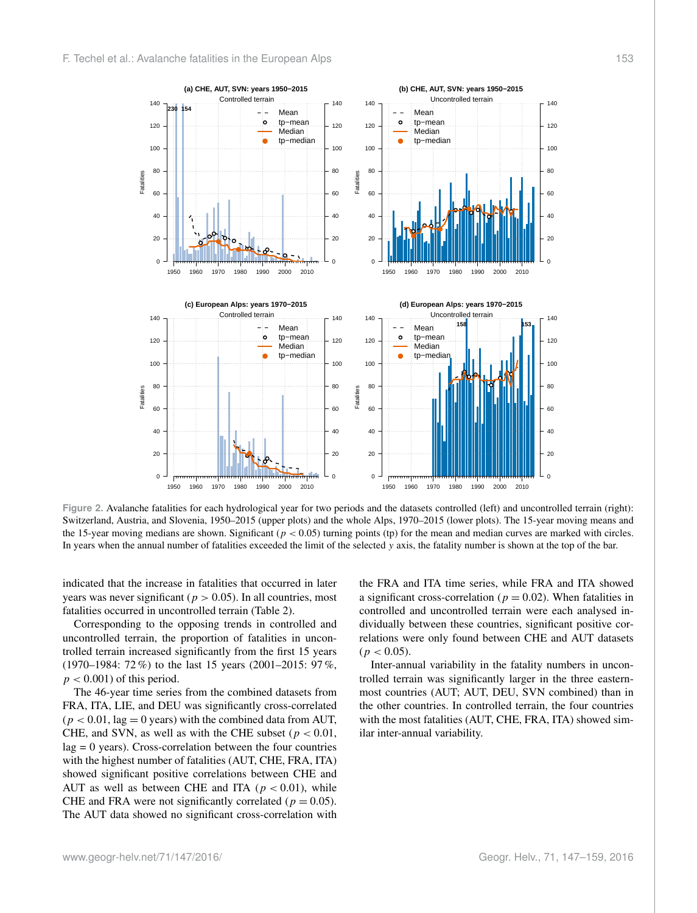Figure 2. Avalanche fatalities for each hydrological year for two periods and the datasets controlled (left) and uncontrolled terrain (right): Switzerland, Austria, and Slovenia, 1950–2015 (upper plots) and the whole Alps, 1970–2015 (lower plots). The 15-year moving means and the 15-year moving medians are shown. Significant ($p < 0.05$) turning points (tp) for the mean and median curves are marked with circles. In years when the annual number of fatalities exceeded the limit of the selected $y$ axis, the fatality number is shown at the top of the bar.

indicated that the increase in fatalities that occurred in later years was never significant ($p > 0.05$). In all countries, most fatalities occurred in uncontrolled terrain (Table 2).

Corresponding to the opposing trends in controlled and uncontrolled terrain, the proportion of fatalities in uncontrolled terrain increased significantly from the first 15 years (1970–1984: 72 %) to the last 15 years (2001–2015: 97 %, $p < 0.001$) of this period.

The 46-year time series from the combined datasets from FRA, ITA, LIE, and DEU was significantly cross-correlated ($p < 0.01$, lag = 0 years) with the combined data from AUT, CHE, and SVN, as well as with the CHE subset ($p < 0.01$, lag = 0 years). Cross-correlation between the four countries with the highest number of fatalities (AUT, CHE, FRA, ITA) showed significant positive correlations between CHE and AUT as well as between CHE and ITA ($p < 0.01$), while CHE and FRA were not significantly correlated ($p = 0.05$). The AUT data showed no significant cross-correlation with the FRA and ITA time series, while FRA and ITA showed a significant cross-correlation ($p = 0.02$). When fatalities in controlled and uncontrolled terrain were each analysed individually between these countries, significant positive correlations were only found between CHE and AUT datasets ($p < 0.05$).

Inter-annual variability in the fatality numbers in uncontrolled terrain was significantly larger in the three easternmost countries (AUT; AUT, DEU, SVN combined) than in the other countries. In controlled terrain, the four countries with the most fatalities (AUT, CHE, FRA, ITA) showed similar inter-annual variability.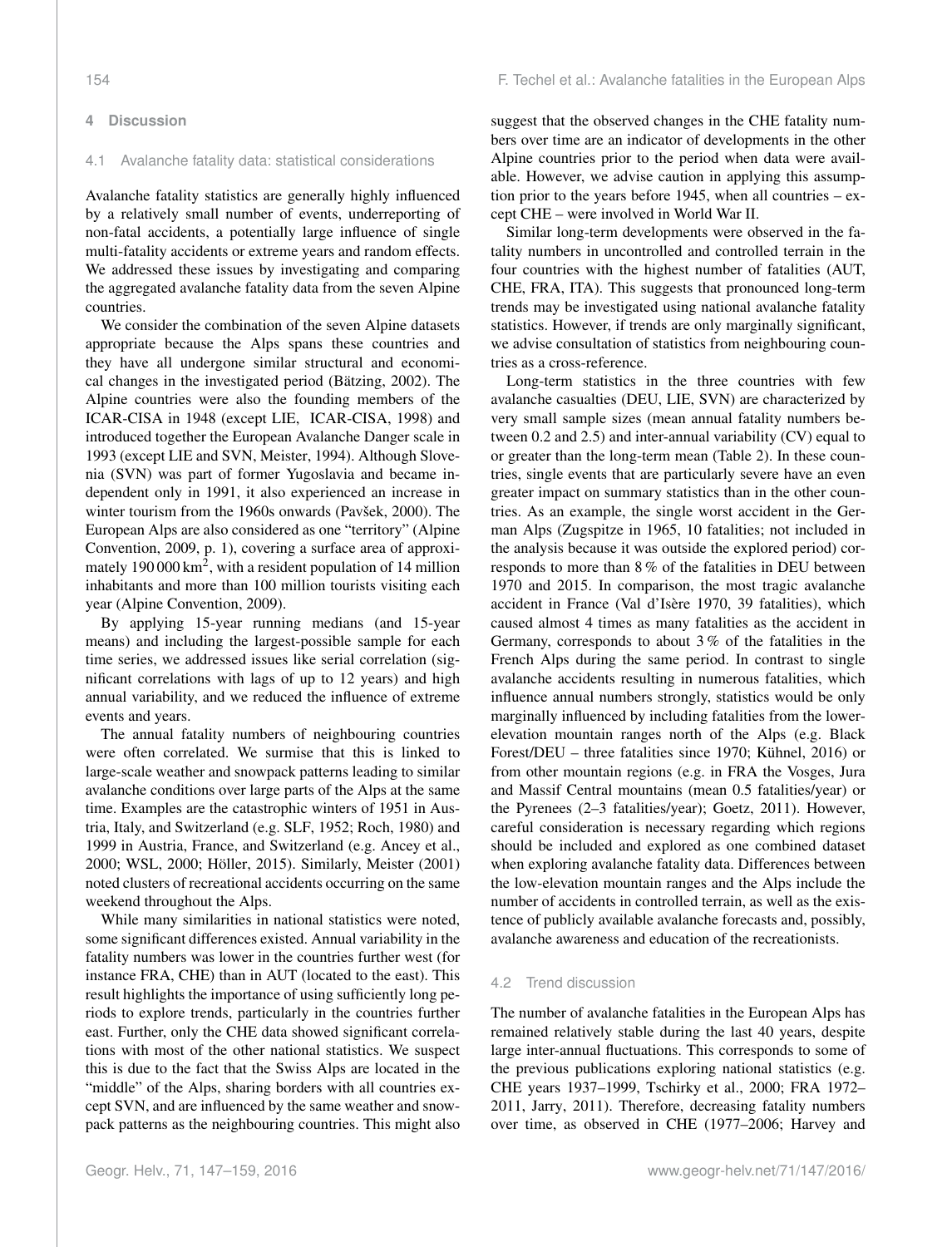## 4 Discussion

### 4.1 Avalanche fatality data: statistical considerations

Avalanche fatality statistics are generally highly influenced by a relatively small number of events, underreporting of non-fatal accidents, a potentially large influence of single multi-fatality accidents or extreme years and random effects. We addressed these issues by investigating and comparing the aggregated avalanche fatality data from the seven Alpine countries.

We consider the combination of the seven Alpine datasets appropriate because the Alps spans these countries and they have all undergone similar structural and economical changes in the investigated period (Bätzing, 2002). The Alpine countries were also the founding members of the ICAR-CISA in 1948 (except LIE, ICAR-CISA, 1998) and introduced together the European Avalanche Danger scale in 1993 (except LIE and SVN, Meister, 1994). Although Slovenia (SVN) was part of former Yugoslavia and became independent only in 1991, it also experienced an increase in winter tourism from the 1960s onwards (Pavšek, 2000). The European Alps are also considered as one "territory" (Alpine Convention, 2009, p. 1), covering a surface area of approximately 190 000 km$^2$, with a resident population of 14 million inhabitants and more than 100 million tourists visiting each year (Alpine Convention, 2009).

By applying 15-year running medians (and 15-year means) and including the largest-possible sample for each time series, we addressed issues like serial correlation (significant correlations with lags of up to 12 years) and high annual variability, and we reduced the influence of extreme events and years.

The annual fatality numbers of neighbouring countries were often correlated. We surmise that this is linked to large-scale weather and snowpack patterns leading to similar avalanche conditions over large parts of the Alps at the same time. Examples are the catastrophic winters of 1951 in Austria, Italy, and Switzerland (e.g. SLF, 1952; Roch, 1980) and 1999 in Austria, France, and Switzerland (e.g. Ancey et al., 2000; WSL, 2000; Höller, 2015). Similarly, Meister (2001) noted clusters of recreational accidents occurring on the same weekend throughout the Alps.

While many similarities in national statistics were noted, some significant differences existed. Annual variability in the fatality numbers was lower in the countries further west (for instance FRA, CHE) than in AUT (located to the east). This result highlights the importance of using sufficiently long periods to explore trends, particularly in the countries further east. Further, only the CHE data showed significant correlations with most of the other national statistics. We suspect this is due to the fact that the Swiss Alps are located in the "middle" of the Alps, sharing borders with all countries except SVN, and are influenced by the same weather and snowpack patterns as the neighbouring countries. This might also suggest that the observed changes in the CHE fatality numbers over time are an indicator of developments in the other Alpine countries prior to the period when data were available. However, we advise caution in applying this assumption prior to the years before 1945, when all countries – except CHE – were involved in World War II.

Similar long-term developments were observed in the fatality numbers in uncontrolled and controlled terrain in the four countries with the highest number of fatalities (AUT, CHE, FRA, ITA). This suggests that pronounced long-term trends may be investigated using national avalanche fatality statistics. However, if trends are only marginally significant, we advise consultation of statistics from neighbouring countries as a cross-reference.

Long-term statistics in the three countries with few avalanche casualties (DEU, LIE, SVN) are characterized by very small sample sizes (mean annual fatality numbers between 0.2 and 2.5) and inter-annual variability (CV) equal to or greater than the long-term mean (Table 2). In these countries, single events that are particularly severe have an even greater impact on summary statistics than in the other countries. As an example, the single worst accident in the German Alps (Zugspitze in 1965, 10 fatalities; not included in the analysis because it was outside the explored period) corresponds to more than 8 % of the fatalities in DEU between 1970 and 2015. In comparison, the most tragic avalanche accident in France (Val d'Isère 1970, 39 fatalities), which caused almost 4 times as many fatalities as the accident in Germany, corresponds to about 3 % of the fatalities in the French Alps during the same period. In contrast to single avalanche accidents resulting in numerous fatalities, which influence annual numbers strongly, statistics would be only marginally influenced by including fatalities from the lower-elevation mountain ranges north of the Alps (e.g. Black Forest/DEU – three fatalities since 1970; Kühnel, 2016) or from other mountain regions (e.g. in FRA the Vosges, Jura and Massif Central mountains (mean 0.5 fatalities/year) or the Pyrenees (2–3 fatalities/year); Goetz, 2011). However, careful consideration is necessary regarding which regions should be included and explored as one combined dataset when exploring avalanche fatality data. Differences between the low-elevation mountain ranges and the Alps include the number of accidents in controlled terrain, as well as the existence of publicly available avalanche forecasts and, possibly, avalanche awareness and education of the recreationists.

### 4.2 Trend discussion

The number of avalanche fatalities in the European Alps has remained relatively stable during the last 40 years, despite large inter-annual fluctuations. This corresponds to some of the previous publications exploring national statistics (e.g. CHE years 1937–1999, Tschirky et al., 2000; FRA 1972–2011, Jarry, 2011). Therefore, decreasing fatality numbers over time, as observed in CHE (1977–2006; Harvey and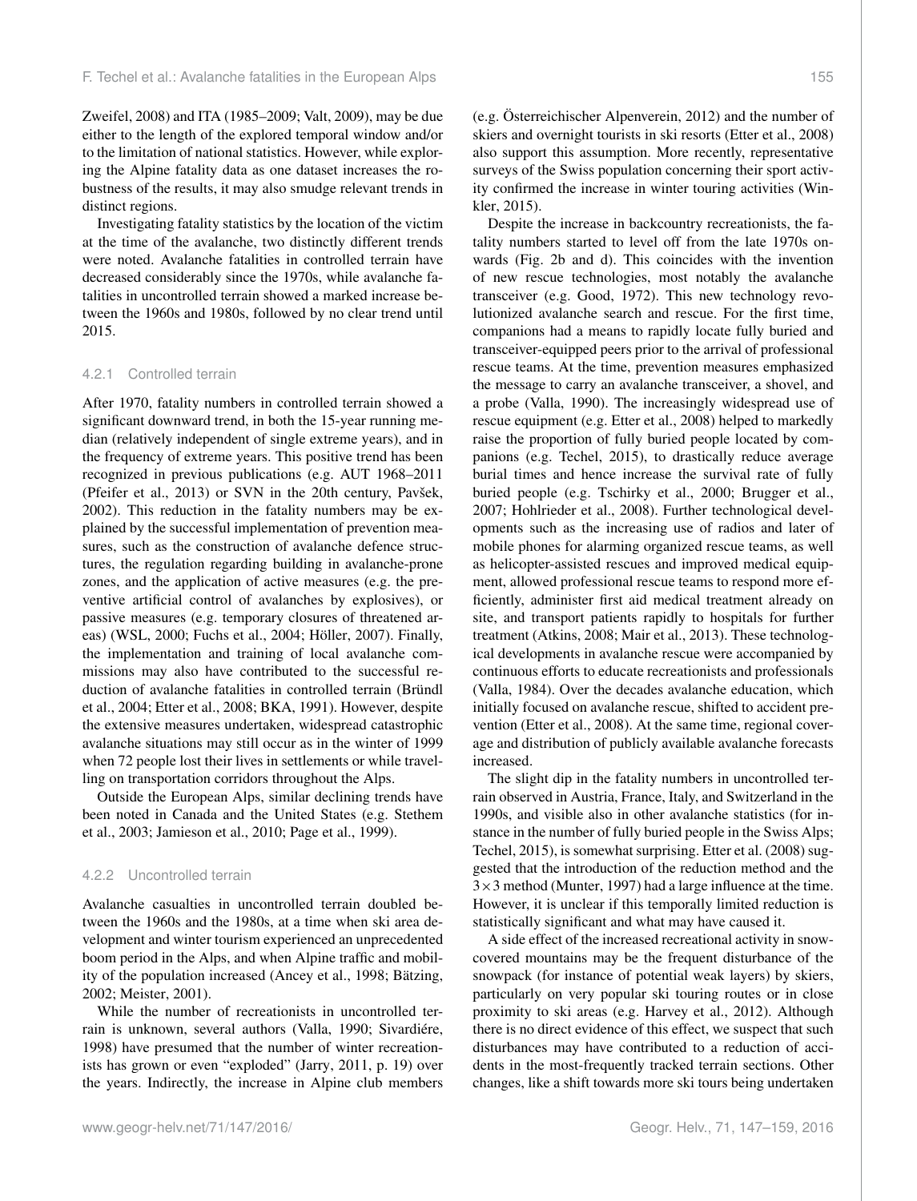Zweifel, 2008) and ITA (1985–2009; Valt, 2009), may be due either to the length of the explored temporal window and/or to the limitation of national statistics. However, while exploring the Alpine fatality data as one dataset increases the robustness of the results, it may also smudge relevant trends in distinct regions.

Investigating fatality statistics by the location of the victim at the time of the avalanche, two distinctly different trends were noted. Avalanche fatalities in controlled terrain have decreased considerably since the 1970s, while avalanche fatalities in uncontrolled terrain showed a marked increase between the 1960s and 1980s, followed by no clear trend until 2015.

#### 4.2.1 Controlled terrain

After 1970, fatality numbers in controlled terrain showed a significant downward trend, in both the 15-year running median (relatively independent of single extreme years), and in the frequency of extreme years. This positive trend has been recognized in previous publications (e.g. AUT 1968–2011 (Pfeifer et al., 2013) or SVN in the 20th century, Pavšek, 2002). This reduction in the fatality numbers may be explained by the successful implementation of prevention measures, such as the construction of avalanche defence structures, the regulation regarding building in avalanche-prone zones, and the application of active measures (e.g. the preventive artificial control of avalanches by explosives), or passive measures (e.g. temporary closures of threatened areas) (WSL, 2000; Fuchs et al., 2004; Höller, 2007). Finally, the implementation and training of local avalanche commissions may also have contributed to the successful reduction of avalanche fatalities in controlled terrain (Bründl et al., 2004; Etter et al., 2008; BKA, 1991). However, despite the extensive measures undertaken, widespread catastrophic avalanche situations may still occur as in the winter of 1999 when 72 people lost their lives in settlements or while travelling on transportation corridors throughout the Alps.

Outside the European Alps, similar declining trends have been noted in Canada and the United States (e.g. Stethem et al., 2003; Jamieson et al., 2010; Page et al., 1999).

#### 4.2.2 Uncontrolled terrain

Avalanche casualties in uncontrolled terrain doubled between the 1960s and the 1980s, at a time when ski area development and winter tourism experienced an unprecedented boom period in the Alps, and when Alpine traffic and mobility of the population increased (Ancey et al., 1998; Bätzing, 2002; Meister, 2001).

While the number of recreationists in uncontrolled terrain is unknown, several authors (Valla, 1990; Sivardiére, 1998) have presumed that the number of winter recreationists has grown or even "exploded" (Jarry, 2011, p. 19) over the years. Indirectly, the increase in Alpine club members (e.g. Österreichischer Alpenverein, 2012) and the number of skiers and overnight tourists in ski resorts (Etter et al., 2008) also support this assumption. More recently, representative surveys of the Swiss population concerning their sport activity confirmed the increase in winter touring activities (Winkler, 2015).

Despite the increase in backcountry recreationists, the fatality numbers started to level off from the late 1970s onwards (Fig. 2b and d). This coincides with the invention of new rescue technologies, most notably the avalanche transceiver (e.g. Good, 1972). This new technology revolutionized avalanche search and rescue. For the first time, companions had a means to rapidly locate fully buried and transceiver-equipped peers prior to the arrival of professional rescue teams. At the time, prevention measures emphasized the message to carry an avalanche transceiver, a shovel, and a probe (Valla, 1990). The increasingly widespread use of rescue equipment (e.g. Etter et al., 2008) helped to markedly raise the proportion of fully buried people located by companions (e.g. Techel, 2015), to drastically reduce average burial times and hence increase the survival rate of fully buried people (e.g. Tschirky et al., 2000; Brugger et al., 2007; Hohlrieder et al., 2008). Further technological developments such as the increasing use of radios and later of mobile phones for alarming organized rescue teams, as well as helicopter-assisted rescues and improved medical equipment, allowed professional rescue teams to respond more efficiently, administer first aid medical treatment already on site, and transport patients rapidly to hospitals for further treatment (Atkins, 2008; Mair et al., 2013). These technological developments in avalanche rescue were accompanied by continuous efforts to educate recreationists and professionals (Valla, 1984). Over the decades avalanche education, which initially focused on avalanche rescue, shifted to accident prevention (Etter et al., 2008). At the same time, regional coverage and distribution of publicly available avalanche forecasts increased.

The slight dip in the fatality numbers in uncontrolled terrain observed in Austria, France, Italy, and Switzerland in the 1990s, and visible also in other avalanche statistics (for instance in the number of fully buried people in the Swiss Alps; Techel, 2015), is somewhat surprising. Etter et al. (2008) suggested that the introduction of the reduction method and the $3 \times 3$ method (Munter, 1997) had a large influence at the time. However, it is unclear if this temporally limited reduction is statistically significant and what may have caused it.

A side effect of the increased recreational activity in snow-covered mountains may be the frequent disturbance of the snowpack (for instance of potential weak layers) by skiers, particularly on very popular ski touring routes or in close proximity to ski areas (e.g. Harvey et al., 2012). Although there is no direct evidence of this effect, we suspect that such disturbances may have contributed to a reduction of accidents in the most-frequently tracked terrain sections. Other changes, like a shift towards more ski tours being undertaken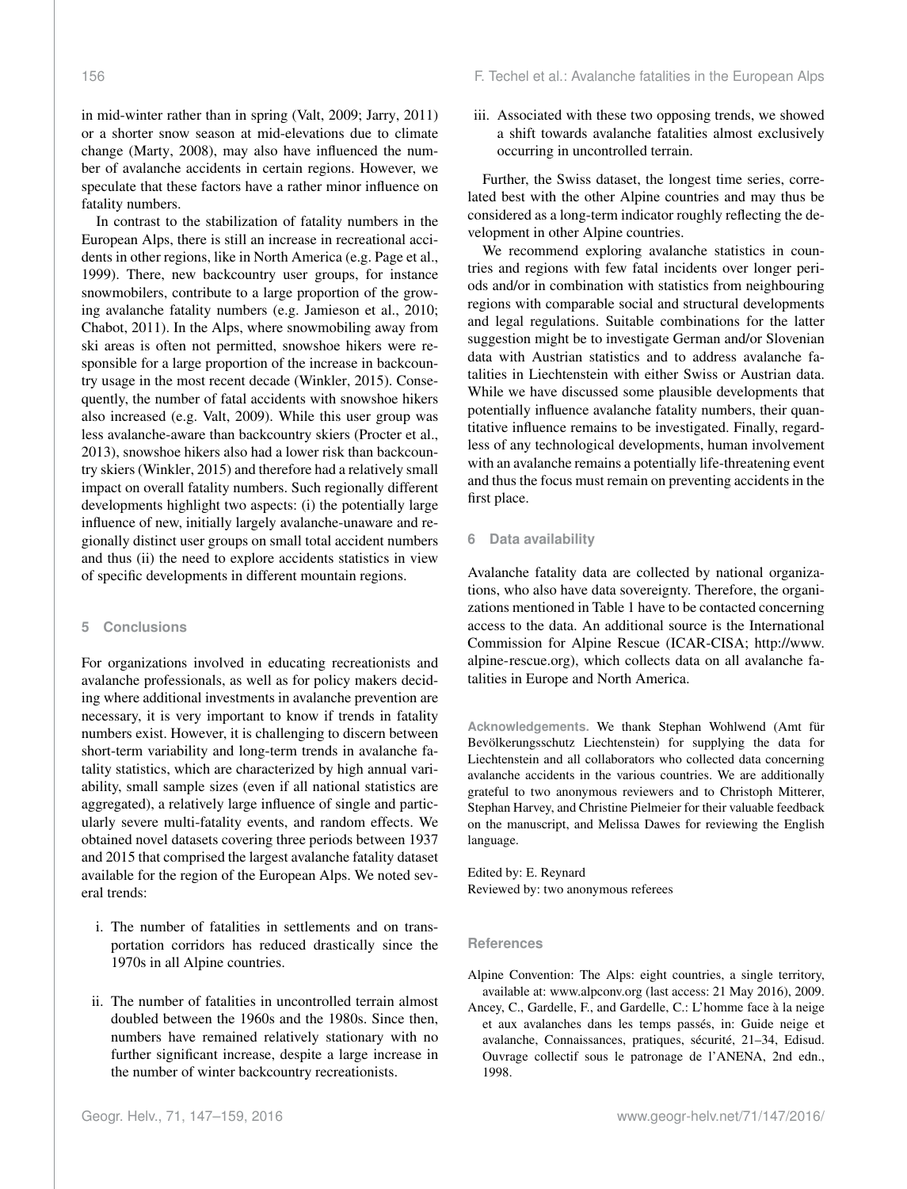in mid-winter rather than in spring (Valt, 2009; Jarry, 2011) or a shorter snow season at mid-elevations due to climate change (Marty, 2008), may also have influenced the number of avalanche accidents in certain regions. However, we speculate that these factors have a rather minor influence on fatality numbers.

In contrast to the stabilization of fatality numbers in the European Alps, there is still an increase in recreational accidents in other regions, like in North America (e.g. Page et al., 1999). There, new backcountry user groups, for instance snowmobilers, contribute to a large proportion of the growing avalanche fatality numbers (e.g. Jamieson et al., 2010; Chabot, 2011). In the Alps, where snowmobiling away from ski areas is often not permitted, snowshoe hikers were responsible for a large proportion of the increase in backcountry usage in the most recent decade (Winkler, 2015). Consequently, the number of fatal accidents with snowshoe hikers also increased (e.g. Valt, 2009). While this user group was less avalanche-aware than backcountry skiers (Procter et al., 2013), snowshoe hikers also had a lower risk than backcountry skiers (Winkler, 2015) and therefore had a relatively small impact on overall fatality numbers. Such regionally different developments highlight two aspects: (i) the potentially large influence of new, initially largely avalanche-unaware and regionally distinct user groups on small total accident numbers and thus (ii) the need to explore accidents statistics in view of specific developments in different mountain regions.

## 5 Conclusions

For organizations involved in educating recreationists and avalanche professionals, as well as for policy makers deciding where additional investments in avalanche prevention are necessary, it is very important to know if trends in fatality numbers exist. However, it is challenging to discern between short-term variability and long-term trends in avalanche fatality statistics, which are characterized by high annual variability, small sample sizes (even if all national statistics are aggregated), a relatively large influence of single and particularly severe multi-fatality events, and random effects. We obtained novel datasets covering three periods between 1937 and 2015 that comprised the largest avalanche fatality dataset available for the region of the European Alps. We noted several trends:

i. The number of fatalities in settlements and on transportation corridors has reduced drastically since the 1970s in all Alpine countries.

ii. The number of fatalities in uncontrolled terrain almost doubled between the 1960s and the 1980s. Since then, numbers have remained relatively stationary with no further significant increase, despite a large increase in the number of winter backcountry recreationists.

iii. Associated with these two opposing trends, we showed a shift towards avalanche fatalities almost exclusively occurring in uncontrolled terrain.

Further, the Swiss dataset, the longest time series, correlated best with the other Alpine countries and may thus be considered as a long-term indicator roughly reflecting the development in other Alpine countries.

We recommend exploring avalanche statistics in countries and regions with few fatal incidents over longer periods and/or in combination with statistics from neighbouring regions with comparable social and structural developments and legal regulations. Suitable combinations for the latter suggestion might be to investigate German and/or Slovenian data with Austrian statistics and to address avalanche fatalities in Liechtenstein with either Swiss or Austrian data. While we have discussed some plausible developments that potentially influence avalanche fatality numbers, their quantitative influence remains to be investigated. Finally, regardless of any technological developments, human involvement with an avalanche remains a potentially life-threatening event and thus the focus must remain on preventing accidents in the first place.

## 6 Data availability

Avalanche fatality data are collected by national organizations, who also have data sovereignty. Therefore, the organizations mentioned in Table 1 have to be contacted concerning access to the data. An additional source is the International Commission for Alpine Rescue (ICAR-CISA; http://www.alpine-rescue.org), which collects data on all avalanche fatalities in Europe and North America.

**Acknowledgements.** We thank Stephan Wohlwend (Amt für Bevölkerungsschutz Liechtenstein) for supplying the data for Liechtenstein and all collaborators who collected data concerning avalanche accidents in the various countries. We are additionally grateful to two anonymous reviewers and to Christoph Mitterer, Stephan Harvey, and Christine Pielmeier for their valuable feedback on the manuscript, and Melissa Dawes for reviewing the English language.

Edited by: E. Reynard
Reviewed by: two anonymous referees

## References

Alpine Convention: The Alps: eight countries, a single territory, available at: www.alpconv.org (last access: 21 May 2016), 2009.

Ancey, C., Gardelle, F., and Gardelle, C.: L'homme face à la neige et aux avalanches dans les temps passés, in: Guide neige et avalanche, Connaissances, pratiques, sécurité, 21–34, Edisud. Ouvrage collectif sous le patronage de l'ANENA, 2nd edn., 1998.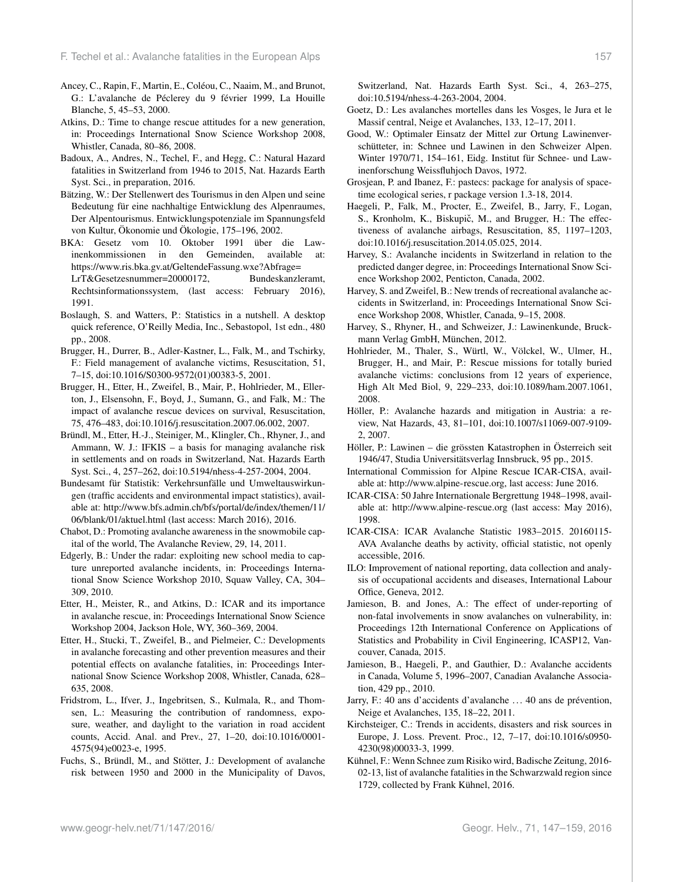Ancey, C., Rapin, F., Martin, E., Coléou, C., Naaim, M., and Brunot, G.: L'avalanche de Péclerey du 9 février 1999, La Houille Blanche, 5, 45–53, 2000.

Atkins, D.: Time to change rescue attitudes for a new generation, in: Proceedings International Snow Science Workshop 2008, Whistler, Canada, 80–86, 2008.

Badoux, A., Andres, N., Techel, F., and Hegg, C.: Natural Hazard fatalities in Switzerland from 1946 to 2015, Nat. Hazards Earth Syst. Sci., in preparation, 2016.

Bätzing, W.: Der Stellenwert des Tourismus in den Alpen und seine Bedeutung für eine nachhaltige Entwicklung des Alpenraumes, Der Alpentourismus. Entwicklungspotenziale im Spannungsfeld von Kultur, Ökonomie und Ökologie, 175–196, 2002.

BKA: Gesetz vom 10. Oktober 1991 über die Lawinenkommissionen in den Gemeinden, available at: https://www.ris.bka.gv.at/GeltendeFassung.wxe?Abfrage=LrT&Gesetzesnummer=20000172, Bundeskanzleramt, Rechtsinformationssystem, (last access: February 2016), 1991.

Boslaugh, S. and Watters, P.: Statistics in a nutshell. A desktop quick reference, O'Reilly Media, Inc., Sebastopol, 1st edn., 480 pp., 2008.

Brugger, H., Durrer, B., Adler-Kastner, L., Falk, M., and Tschirky, F.: Field management of avalanche victims, Resuscitation, 51, 7–15, doi:10.1016/S0300-9572(01)00383-5, 2001.

Brugger, H., Etter, H., Zweifel, B., Mair, P., Hohlrieder, M., Ellerton, J., Elsensohn, F., Boyd, J., Sumann, G., and Falk, M.: The impact of avalanche rescue devices on survival, Resuscitation, 75, 476–483, doi:10.1016/j.resuscitation.2007.06.002, 2007.

Bründl, M., Etter, H.-J., Steiniger, M., Klingler, Ch., Rhyner, J., and Ammann, W. J.: IFKIS – a basis for managing avalanche risk in settlements and on roads in Switzerland, Nat. Hazards Earth Syst. Sci., 4, 257–262, doi:10.5194/nhess-4-257-2004, 2004.

Bundesamt für Statistik: Verkehrsunfälle und Umweltauswirkungen (traffic accidents and environmental impact statistics), available at: http://www.bfs.admin.ch/bfs/portal/de/index/themen/11/06/blank/01/aktuel.html (last access: March 2016), 2016.

Chabot, D.: Promoting avalanche awareness in the snowmobile capital of the world, The Avalanche Review, 29, 14, 2011.

Edgerly, B.: Under the radar: exploiting new school media to capture unreported avalanche incidents, in: Proceedings International Snow Science Workshop 2010, Squaw Valley, CA, 304–309, 2010.

Etter, H., Meister, R., and Atkins, D.: ICAR and its importance in avalanche rescue, in: Proceedings International Snow Science Workshop 2004, Jackson Hole, WY, 360–369, 2004.

Etter, H., Stucki, T., Zweifel, B., and Pielmeier, C.: Developments in avalanche forecasting and other prevention measures and their potential effects on avalanche fatalities, in: Proceedings International Snow Science Workshop 2008, Whistler, Canada, 628–635, 2008.

Fridstrom, L., Ifver, J., Ingebritsen, S., Kulmala, R., and Thomsen, L.: Measuring the contribution of randomness, exposure, weather, and daylight to the variation in road accident counts, Accid. Anal. and Prev., 27, 1–20, doi:10.1016/0001-4575(94)e0023-e, 1995.

Fuchs, S., Bründl, M., and Stötter, J.: Development of avalanche risk between 1950 and 2000 in the Municipality of Davos, Switzerland, Nat. Hazards Earth Syst. Sci., 4, 263–275, doi:10.5194/nhess-4-263-2004, 2004.

Goetz, D.: Les avalanches mortelles dans les Vosges, le Jura et le Massif central, Neige et Avalanches, 133, 12–17, 2011.

Good, W.: Optimaler Einsatz der Mittel zur Ortung Lawinenverschütteter, in: Schnee und Lawinen in den Schweizer Alpen. Winter 1970/71, 154–161, Eidg. Institut für Schnee- und Lawinenforschung Weissfluhjoch Davos, 1972.

Grosjean, P. and Ibanez, F.: pastecs: package for analysis of space-time ecological series, r package version 1.3-18, 2014.

Haegeli, P., Falk, M., Procter, E., Zweifel, B., Jarry, F., Logan, S., Kronholm, K., Biskupič, M., and Brugger, H.: The effectiveness of avalanche airbags, Resuscitation, 85, 1197–1203, doi:10.1016/j.resuscitation.2014.05.025, 2014.

Harvey, S.: Avalanche incidents in Switzerland in relation to the predicted danger degree, in: Proceedings International Snow Science Workshop 2002, Penticton, Canada, 2002.

Harvey, S. and Zweifel, B.: New trends of recreational avalanche accidents in Switzerland, in: Proceedings International Snow Science Workshop 2008, Whistler, Canada, 9–15, 2008.

Harvey, S., Rhyner, H., and Schweizer, J.: Lawinenkunde, Bruckmann Verlag GmbH, München, 2012.

Hohlrieder, M., Thaler, S., Würtl, W., Völckel, W., Ulmer, H., Brugger, H., and Mair, P.: Rescue missions for totally buried avalanche victims: conclusions from 12 years of experience, High Alt Med Biol, 9, 229–233, doi:10.1089/ham.2007.1061, 2008.

Höller, P.: Avalanche hazards and mitigation in Austria: a review, Nat Hazards, 43, 81–101, doi:10.1007/s11069-007-9109-2, 2007.

Höller, P.: Lawinen – die grössten Katastrophen in Österreich seit 1946/47, Studia Universitätsverlag Innsbruck, 95 pp., 2015.

International Commission for Alpine Rescue ICAR-CISA, available at: http://www.alpine-rescue.org, last access: June 2016.

ICAR-CISA: 50 Jahre Internationale Bergrettung 1948–1998, available at: http://www.alpine-rescue.org (last access: May 2016), 1998.

ICAR-CISA: ICAR Avalanche Statistic 1983–2015. 20160115-AVA Avalanche deaths by activity, official statistic, not openly accessible, 2016.

ILO: Improvement of national reporting, data collection and analysis of occupational accidents and diseases, International Labour Office, Geneva, 2012.

Jamieson, B. and Jones, A.: The effect of under-reporting of non-fatal involvements in snow avalanches on vulnerability, in: Proceedings 12th International Conference on Applications of Statistics and Probability in Civil Engineering, ICASP12, Vancouver, Canada, 2015.

Jamieson, B., Haegeli, P., and Gauthier, D.: Avalanche accidents in Canada, Volume 5, 1996–2007, Canadian Avalanche Association, 429 pp., 2010.

Jarry, F.: 40 ans d'accidents d'avalanche … 40 ans de prévention, Neige et Avalanches, 135, 18–22, 2011.

Kirchsteiger, C.: Trends in accidents, disasters and risk sources in Europe, J. Loss. Prevent. Proc., 12, 7–17, doi:10.1016/s0950-4230(98)00033-3, 1999.

Kühnel, F.: Wenn Schnee zum Risiko wird, Badische Zeitung, 2016-02-13, list of avalanche fatalities in the Schwarzwald region since 1729, collected by Frank Kühnel, 2016.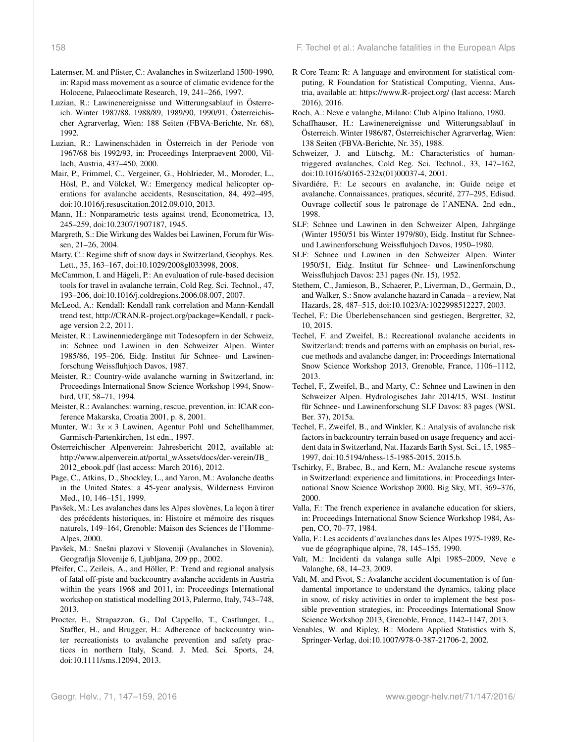Laternser, M. and Pfister, C.: Avalanches in Switzerland 1500-1990, in: Rapid mass movement as a source of climatic evidence for the Holocene, Palaeoclimate Research, 19, 241–266, 1997.

Luzian, R.: Lawinenereignisse und Witterungsablauf in Österreich. Winter 1987/88, 1988/89, 1989/90, 1990/91, Österreichischer Agrarverlag, Wien: 188 Seiten (FBVA-Berichte, Nr. 68), 1992.

Luzian, R.: Lawinenschäden in Österreich in der Periode von 1967/68 bis 1992/93, in: Proceedings Interpraevent 2000, Villach, Austria, 437–450, 2000.

Mair, P., Frimmel, C., Vergeiner, G., Hohlrieder, M., Moroder, L., Hösl, P., and Völckel, W.: Emergency medical helicopter operations for avalanche accidents, Resuscitation, 84, 492–495, doi:10.1016/j.resuscitation.2012.09.010, 2013.

Mann, H.: Nonparametric tests against trend, Econometrica, 13, 245–259, doi:10.2307/1907187, 1945.

Margreth, S.: Die Wirkung des Waldes bei Lawinen, Forum für Wissen, 21–26, 2004.

Marty, C.: Regime shift of snow days in Switzerland, Geophys. Res. Lett., 35, 163–167, doi:10.1029/2008gl033998, 2008.

McCammon, I. and Hägeli, P.: An evaluation of rule-based decision tools for travel in avalanche terrain, Cold Reg. Sci. Technol., 47, 193–206, doi:10.1016/j.coldregions.2006.08.007, 2007.

McLeod, A.: Kendall: Kendall rank correlation and Mann-Kendall trend test, http://CRAN.R-project.org/package=Kendall, r package version 2.2, 2011.

Meister, R.: Lawinenniedergänge mit Todesopfern in der Schweiz, in: Schnee und Lawinen in den Schweizer Alpen. Winter 1985/86, 195–206, Eidg. Institut für Schnee- und Lawinenforschung Weissfluhjoch Davos, 1987.

Meister, R.: Country-wide avalanche warning in Switzerland, in: Proceedings International Snow Science Workshop 1994, Snowbird, UT, 58–71, 1994.

Meister, R.: Avalanches: warning, rescue, prevention, in: ICAR conference Makarska, Croatia 2001, p. 8, 2001.

Munter, W.: $3x \times 3$ Lawinen, Agentur Pohl und Schellhammer, Garmisch-Partenkirchen, 1st edn., 1997.

Österreichischer Alpenverein: Jahresbericht 2012, available at: http://www.alpenverein.at/portal_wAssets/docs/der-verein/JB_2012_ebook.pdf (last access: March 2016), 2012.

Page, C., Atkins, D., Shockley, L., and Yaron, M.: Avalanche deaths in the United States: a 45-year analysis, Wilderness Environ Med., 10, 146–151, 1999.

Pavšek, M.: Les avalanches dans les Alpes slovènes, La leçon à tirer des précédents historiques, in: Histoire et mémoire des risques naturels, 149–164, Grenoble: Maison des Sciences de l'Homme-Alpes, 2000.

Pavšek, M.: Snešni plazovi v Sloveniji (Avalanches in Slovenia), Geografija Slovenije 6, Ljubljana, 209 pp., 2002.

Pfeifer, C., Zeileis, A., and Höller, P.: Trend and regional analysis of fatal off-piste and backcountry avalanche accidents in Austria within the years 1968 and 2011, in: Proceedings International workshop on statistical modelling 2013, Palermo, Italy, 743–748, 2013.

Procter, E., Strapazzon, G., Dal Cappello, T., Castlunger, L., Staffler, H., and Brugger, H.: Adherence of backcountry winter recreationists to avalanche prevention and safety practices in northern Italy, Scand. J. Med. Sci. Sports, 24, doi:10.1111/sms.12094, 2013.

R Core Team: R: A language and environment for statistical computing, R Foundation for Statistical Computing, Vienna, Austria, available at: https://www.R-project.org/ (last access: March 2016), 2016.

Roch, A.: Neve e valanghe, Milano: Club Alpino Italiano, 1980.

Schaffhauser, H.: Lawinenereignisse und Witterungsablauf in Österreich. Winter 1986/87, Österreichischer Agrarverlag, Wien: 138 Seiten (FBVA-Berichte, Nr. 35), 1988.

Schweizer, J. and Lütschg, M.: Characteristics of human-triggered avalanches, Cold Reg. Sci. Technol., 33, 147–162, doi:10.1016/s0165-232x(01)00037-4, 2001.

Sivardiére, F.: Le secours en avalanche, in: Guide neige et avalanche. Connaissances, pratiques, sécurité, 277–295, Edisud. Ouvrage collectif sous le patronage de l'ANENA. 2nd edn., 1998.

SLF: Schnee und Lawinen in den Schweizer Alpen, Jahrgänge (Winter 1950/51 bis Winter 1979/80), Eidg. Institut für Schnee- und Lawinenforschung Weissfluhjoch Davos, 1950–1980.

SLF: Schnee und Lawinen in den Schweizer Alpen. Winter 1950/51, Eidg. Institut für Schnee- und Lawinenforschung Weissfluhjoch Davos: 231 pages (Nr. 15), 1952.

Stethem, C., Jamieson, B., Schaerer, P., Liverman, D., Germain, D., and Walker, S.: Snow avalanche hazard in Canada – a review, Nat Hazards, 28, 487–515, doi:10.1023/A:1022998512227, 2003.

Techel, F.: Die Überlebenschancen sind gestiegen, Bergretter, 32, 10, 2015.

Techel, F. and Zweifel, B.: Recreational avalanche accidents in Switzerland: trends and patterns with an emphasis on burial, rescue methods and avalanche danger, in: Proceedings International Snow Science Workshop 2013, Grenoble, France, 1106–1112, 2013.

Techel, F., Zweifel, B., and Marty, C.: Schnee und Lawinen in den Schweizer Alpen. Hydrologisches Jahr 2014/15, WSL Institut für Schnee- und Lawinenforschung SLF Davos: 83 pages (WSL Ber. 37), 2015a.

Techel, F., Zweifel, B., and Winkler, K.: Analysis of avalanche risk factors in backcountry terrain based on usage frequency and accident data in Switzerland, Nat. Hazards Earth Syst. Sci., 15, 1985–1997, doi:10.5194/nhess-15-1985-2015, 2015.b.

Tschirky, F., Brabec, B., and Kern, M.: Avalanche rescue systems in Switzerland: experience and limitations, in: Proceedings International Snow Science Workshop 2000, Big Sky, MT, 369–376, 2000.

Valla, F.: The french experience in avalanche education for skiers, in: Proceedings International Snow Science Workshop 1984, Aspen, CO, 70–77, 1984.

Valla, F.: Les accidents d'avalanches dans les Alpes 1975-1989, Revue de géographique alpine, 78, 145–155, 1990.

Valt, M.: Incidenti da valanga sulle Alpi 1985–2009, Neve e Valanghe, 68, 14–23, 2009.

Valt, M. and Pivot, S.: Avalanche accident documentation is of fundamental importance to understand the dynamics, taking place in snow, of risky activities in order to implement the best possible prevention strategies, in: Proceedings International Snow Science Workshop 2013, Grenoble, France, 1142–1147, 2013.

Venables, W. and Ripley, B.: Modern Applied Statistics with S, Springer-Verlag, doi:10.1007/978-0-387-21706-2, 2002.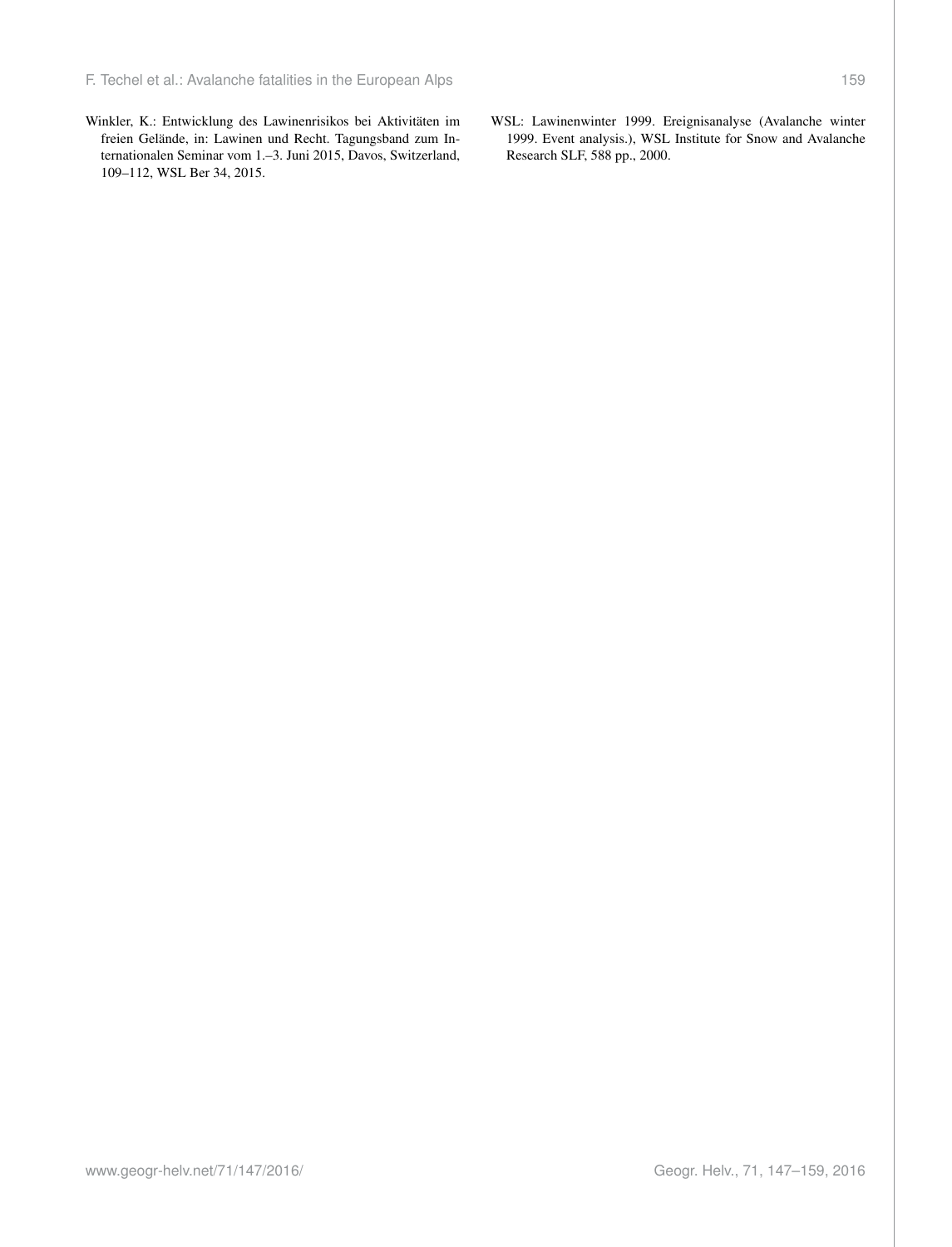Winkler, K.: Entwicklung des Lawinenrisikos bei Aktivitäten im freien Gelände, in: Lawinen und Recht. Tagungsband zum Internationalen Seminar vom 1.–3. Juni 2015, Davos, Switzerland, 109–112, WSL Ber 34, 2015.

WSL: Lawinenwinter 1999. Ereignisanalyse (Avalanche winter 1999. Event analysis.), WSL Institute for Snow and Avalanche Research SLF, 588 pp., 2000.